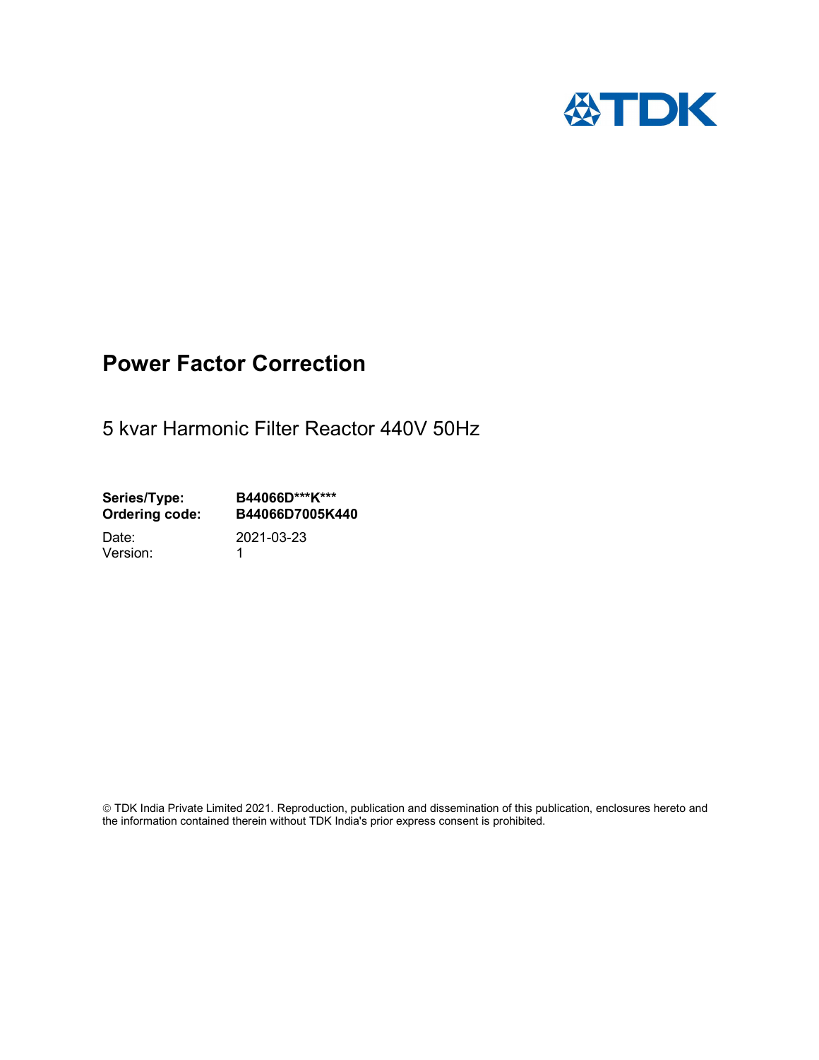# Power Factor Correction

5 kvar Harmonic Filter Reactor 440V 50Hz

| | |
|---|---|
| **Series/Type:** | **B44066D\*\*\*K\*\*\*** |
| **Ordering code:** | **B44066D7005K440** |
| Date: | 2021-03-23 |
| Version: | 1 |

© TDK India Private Limited 2021. Reproduction, publication and dissemination of this publication, enclosures hereto and the information contained therein without TDK India's prior express consent is prohibited.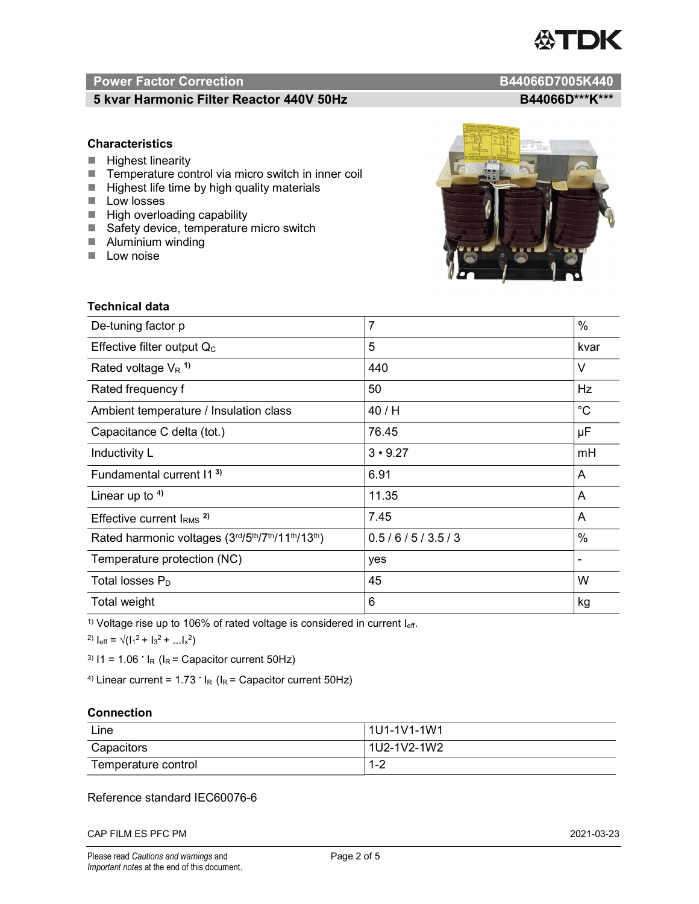## Power Factor Correction — B44066D7005K440

## 5 kvar Harmonic Filter Reactor 440V 50Hz — B44066D\*\*\*K\*\*\*

### Characteristics

- Highest linearity
- Temperature control via micro switch in inner coil
- Highest life time by high quality materials
- Low losses
- High overloading capability
- Safety device, temperature micro switch
- Aluminium winding
- Low noise

### Technical data

| Parameter | Value | Unit |
|---|---|---|
| De-tuning factor p | 7 | % |
| Effective filter output $Q_C$ | 5 | kvar |
| Rated voltage $V_R$ [1)] | 440 | V |
| Rated frequency f | 50 | Hz |
| Ambient temperature / Insulation class | 40 / H | °C |
| Capacitance C delta (tot.) | 76.45 | µF |
| Inductivity L | 3 • 9.27 | mH |
| Fundamental current I1 [3)] | 6.91 | A |
| Linear up to [4)] | 11.35 | A |
| Effective current $I_{RMS}$ [2)] | 7.45 | A |
| Rated harmonic voltages (3rd/5th/7th/11th/13th) | 0.5 / 6 / 5 / 3.5 / 3 | % |
| Temperature protection (NC) | yes | - |
| Total losses $P_D$ | 45 | W |
| Total weight | 6 | kg |

1) Voltage rise up to 106% of rated voltage is considered in current $I_{eff}$.

2) $I_{eff} = \sqrt{(I_1^2 + I_3^2 + \ldots I_x^2)}$

3) $I1 = 1.06 \cdot I_R$ ($I_R$ = Capacitor current 50Hz)

4) Linear current = $1.73 \cdot I_R$ ($I_R$ = Capacitor current 50Hz)

### Connection

| | |
|---|---|
| Line | 1U1-1V1-1W1 |
| Capacitors | 1U2-1V2-1W2 |
| Temperature control | 1-2 |

Reference standard IEC60076-6

CAP FILM ES PFC PM 2021-03-23

Please read *Cautions and warnings* and *Important notes* at the end of this document.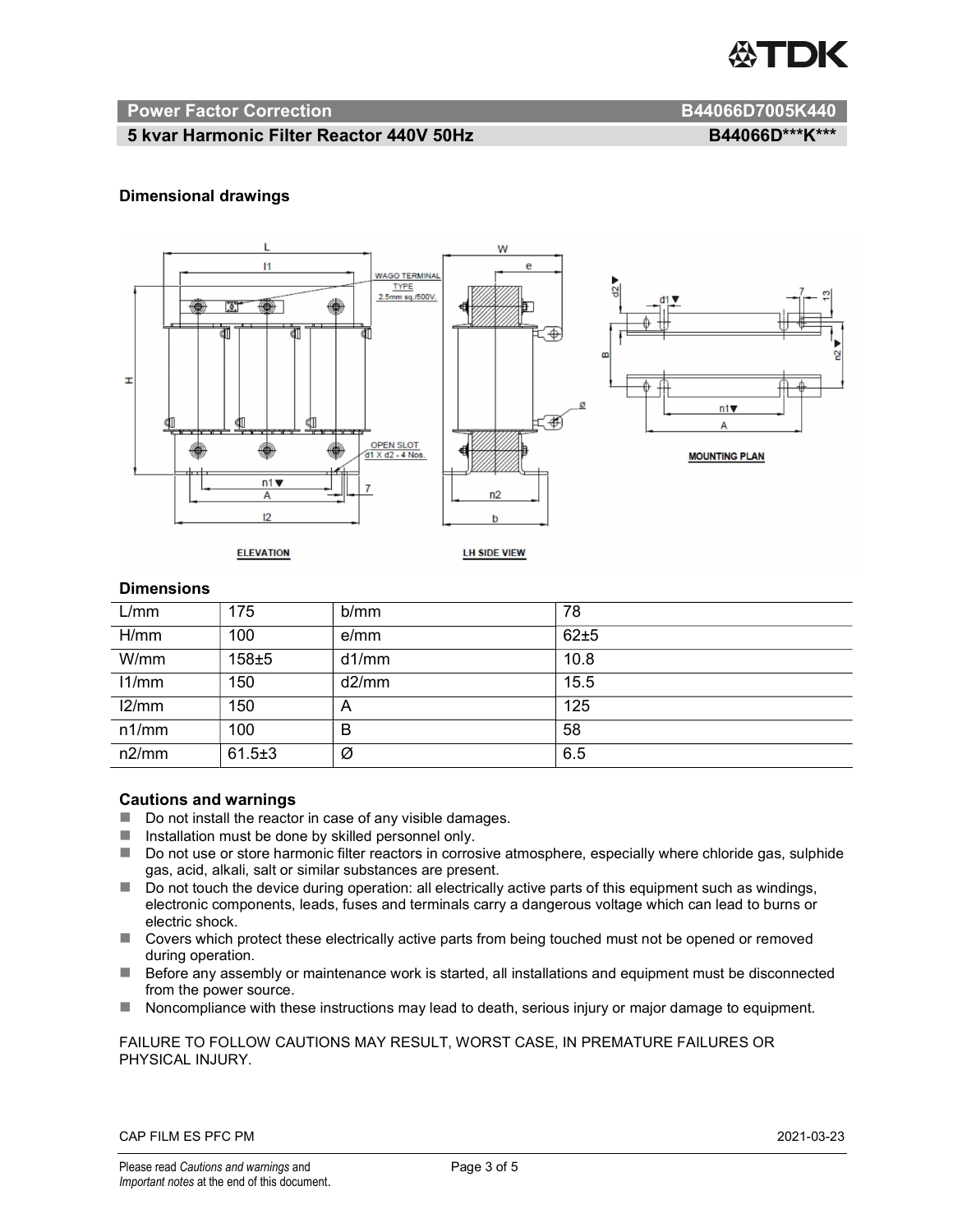## Power Factor Correction — B44066D7005K440

### 5 kvar Harmonic Filter Reactor 440V 50Hz — B44066D***K***

**Dimensional drawings**

**Dimensions**

| L/mm | 175 | b/mm | 78 |
|---|---|---|---|
| H/mm | 100 | e/mm | 62±5 |
| W/mm | 158±5 | d1/mm | 10.8 |
| l1/mm | 150 | d2/mm | 15.5 |
| l2/mm | 150 | A | 125 |
| n1/mm | 100 | B | 58 |
| n2/mm | 61.5±3 | Ø | 6.5 |

**Cautions and warnings**

- Do not install the reactor in case of any visible damages.
- Installation must be done by skilled personnel only.
- Do not use or store harmonic filter reactors in corrosive atmosphere, especially where chloride gas, sulphide gas, acid, alkali, salt or similar substances are present.
- Do not touch the device during operation: all electrically active parts of this equipment such as windings, electronic components, leads, fuses and terminals carry a dangerous voltage which can lead to burns or electric shock.
- Covers which protect these electrically active parts from being touched must not be opened or removed during operation.
- Before any assembly or maintenance work is started, all installations and equipment must be disconnected from the power source.
- Noncompliance with these instructions may lead to death, serious injury or major damage to equipment.

FAILURE TO FOLLOW CAUTIONS MAY RESULT, WORST CASE, IN PREMATURE FAILURES OR PHYSICAL INJURY.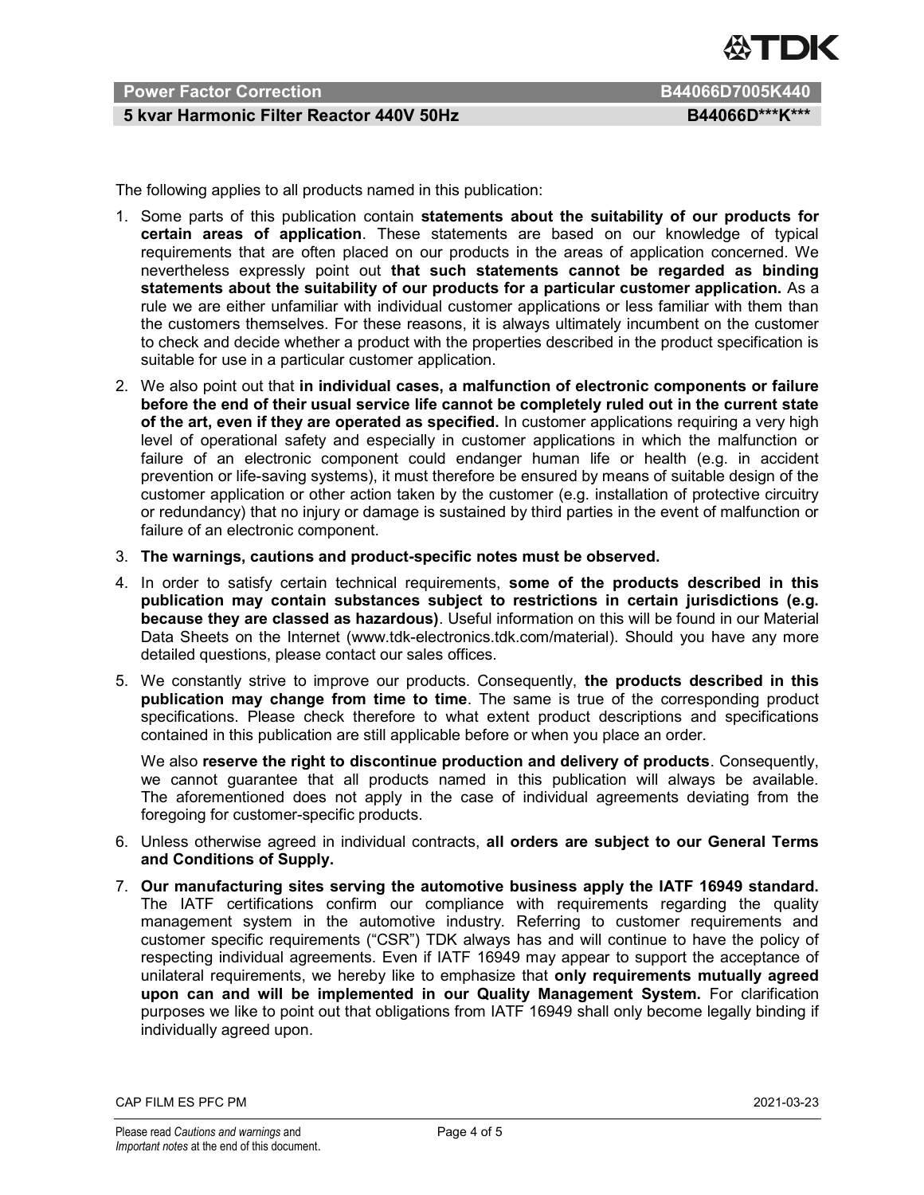The following applies to all products named in this publication:

1. Some parts of this publication contain **statements about the suitability of our products for certain areas of application**. These statements are based on our knowledge of typical requirements that are often placed on our products in the areas of application concerned. We nevertheless expressly point out **that such statements cannot be regarded as binding statements about the suitability of our products for a particular customer application.** As a rule we are either unfamiliar with individual customer applications or less familiar with them than the customers themselves. For these reasons, it is always ultimately incumbent on the customer to check and decide whether a product with the properties described in the product specification is suitable for use in a particular customer application.
2. We also point out that **in individual cases, a malfunction of electronic components or failure before the end of their usual service life cannot be completely ruled out in the current state of the art, even if they are operated as specified.** In customer applications requiring a very high level of operational safety and especially in customer applications in which the malfunction or failure of an electronic component could endanger human life or health (e.g. in accident prevention or life-saving systems), it must therefore be ensured by means of suitable design of the customer application or other action taken by the customer (e.g. installation of protective circuitry or redundancy) that no injury or damage is sustained by third parties in the event of malfunction or failure of an electronic component.
3. **The warnings, cautions and product-specific notes must be observed.**
4. In order to satisfy certain technical requirements, **some of the products described in this publication may contain substances subject to restrictions in certain jurisdictions (e.g. because they are classed as hazardous)**. Useful information on this will be found in our Material Data Sheets on the Internet (www.tdk-electronics.tdk.com/material). Should you have any more detailed questions, please contact our sales offices.
5. We constantly strive to improve our products. Consequently, **the products described in this publication may change from time to time**. The same is true of the corresponding product specifications. Please check therefore to what extent product descriptions and specifications contained in this publication are still applicable before or when you place an order.

   We also **reserve the right to discontinue production and delivery of products**. Consequently, we cannot guarantee that all products named in this publication will always be available. The aforementioned does not apply in the case of individual agreements deviating from the foregoing for customer-specific products.
6. Unless otherwise agreed in individual contracts, **all orders are subject to our General Terms and Conditions of Supply.**
7. **Our manufacturing sites serving the automotive business apply the IATF 16949 standard.** The IATF certifications confirm our compliance with requirements regarding the quality management system in the automotive industry. Referring to customer requirements and customer specific requirements ("CSR") TDK always has and will continue to have the policy of respecting individual agreements. Even if IATF 16949 may appear to support the acceptance of unilateral requirements, we hereby like to emphasize that **only requirements mutually agreed upon can and will be implemented in our Quality Management System.** For clarification purposes we like to point out that obligations from IATF 16949 shall only become legally binding if individually agreed upon.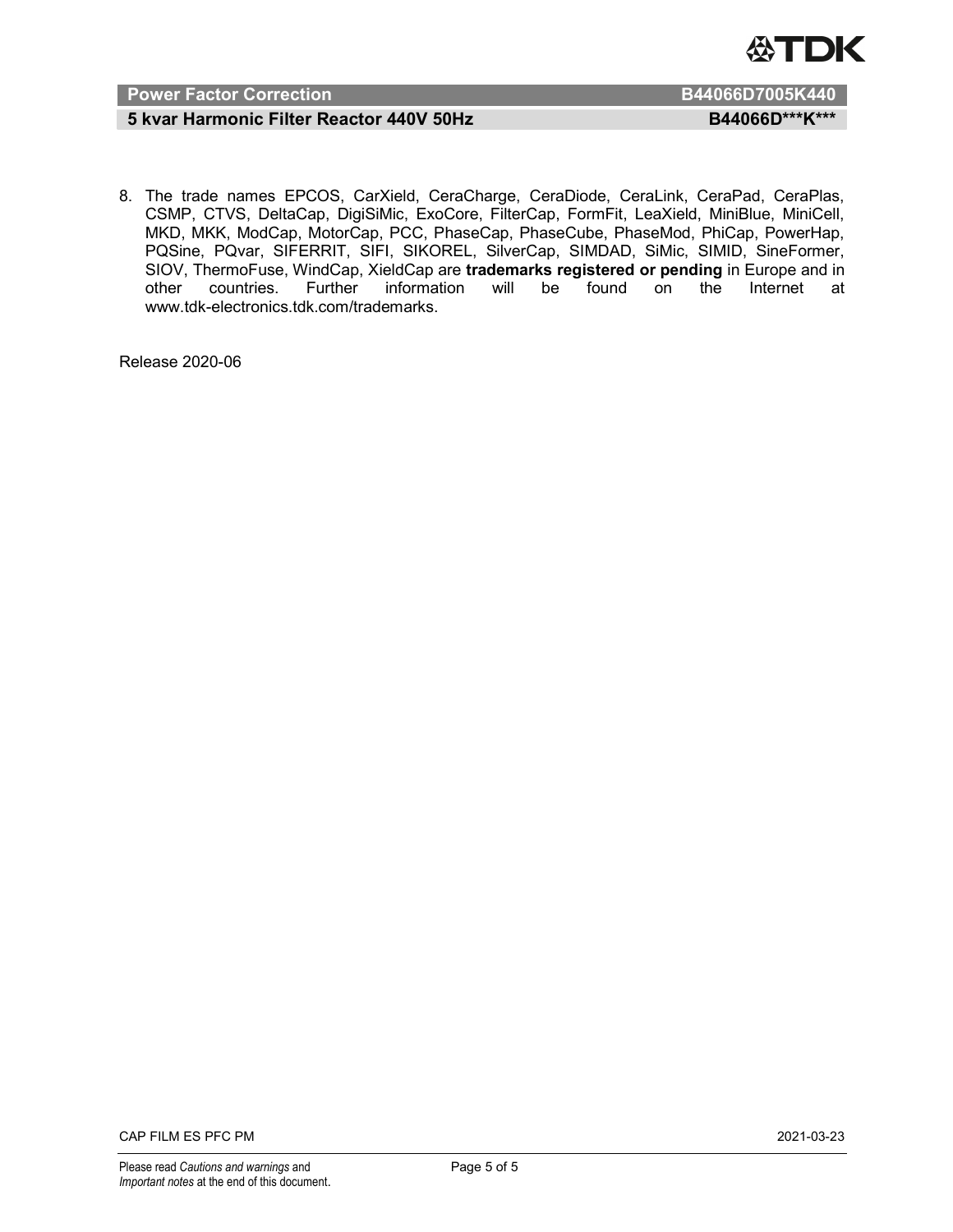8. The trade names EPCOS, CarXield, CeraCharge, CeraDiode, CeraLink, CeraPad, CeraPlas, CSMP, CTVS, DeltaCap, DigiSiMic, ExoCore, FilterCap, FormFit, LeaXield, MiniBlue, MiniCell, MKD, MKK, ModCap, MotorCap, PCC, PhaseCap, PhaseCube, PhaseMod, PhiCap, PowerHap, PQSine, PQvar, SIFERRIT, SIFI, SIKOREL, SilverCap, SIMDAD, SiMic, SIMID, SineFormer, SIOV, ThermoFuse, WindCap, XieldCap are **trademarks registered or pending** in Europe and in other countries. Further information will be found on the Internet at www.tdk-electronics.tdk.com/trademarks.

Release 2020-06